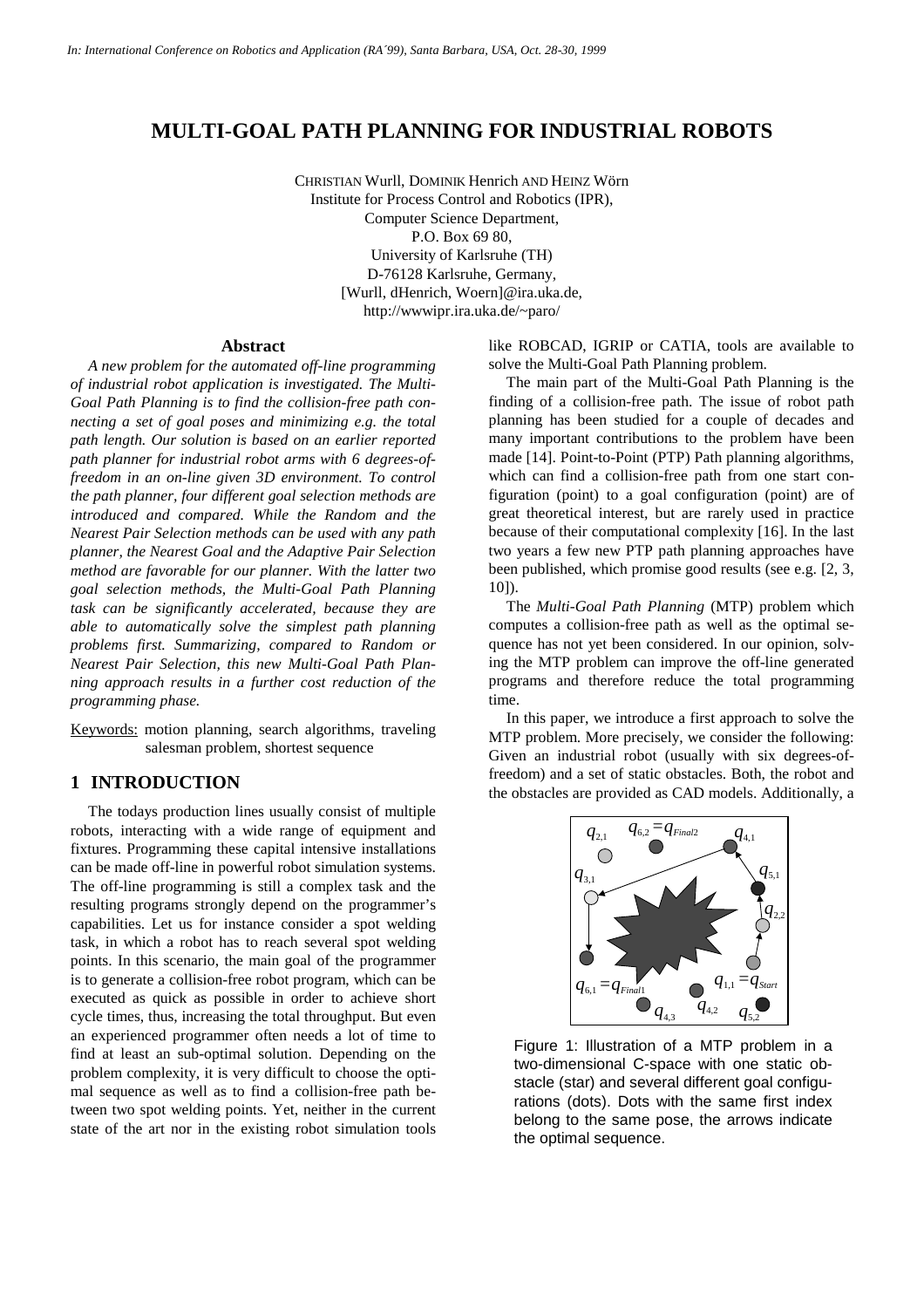*In: International Conference on Robotics and Application (RA´99), Santa Barbara, USA, Oct. 28-30, 1999*

# MULTI-GOAL PATH PLANNING FOR INDUSTRIAL ROBOTS

CHRISTIAN Wurll, DOMINIK Henrich AND HEINZ Wörn
Institute for Process Control and Robotics (IPR),
Computer Science Department,
P.O. Box 69 80,
University of Karlsruhe (TH)
D-76128 Karlsruhe, Germany,
[Wurll, dHenrich, Woern]@ira.uka.de,
http://wwwipr.ira.uka.de/~paro/

## Abstract

*A new problem for the automated off-line programming of industrial robot application is investigated. The Multi-Goal Path Planning is to find the collision-free path connecting a set of goal poses and minimizing e.g. the total path length. Our solution is based on an earlier reported path planner for industrial robot arms with 6 degrees-of-freedom in an on-line given 3D environment. To control the path planner, four different goal selection methods are introduced and compared. While the Random and the Nearest Pair Selection methods can be used with any path planner, the Nearest Goal and the Adaptive Pair Selection method are favorable for our planner. With the latter two goal selection methods, the Multi-Goal Path Planning task can be significantly accelerated, because they are able to automatically solve the simplest path planning problems first. Summarizing, compared to Random or Nearest Pair Selection, this new Multi-Goal Path Planning approach results in a further cost reduction of the programming phase.*

Keywords: motion planning, search algorithms, traveling salesman problem, shortest sequence

## 1 INTRODUCTION

The todays production lines usually consist of multiple robots, interacting with a wide range of equipment and fixtures. Programming these capital intensive installations can be made off-line in powerful robot simulation systems. The off-line programming is still a complex task and the resulting programs strongly depend on the programmer's capabilities. Let us for instance consider a spot welding task, in which a robot has to reach several spot welding points. In this scenario, the main goal of the programmer is to generate a collision-free robot program, which can be executed as quick as possible in order to achieve short cycle times, thus, increasing the total throughput. But even an experienced programmer often needs a lot of time to find at least an sub-optimal solution. Depending on the problem complexity, it is very difficult to choose the optimal sequence as well as to find a collision-free path between two spot welding points. Yet, neither in the current state of the art nor in the existing robot simulation tools like ROBCAD, IGRIP or CATIA, tools are available to solve the Multi-Goal Path Planning problem.

The main part of the Multi-Goal Path Planning is the finding of a collision-free path. The issue of robot path planning has been studied for a couple of decades and many important contributions to the problem have been made [14]. Point-to-Point (PTP) Path planning algorithms, which can find a collision-free path from one start configuration (point) to a goal configuration (point) are of great theoretical interest, but are rarely used in practice because of their computational complexity [16]. In the last two years a few new PTP path planning approaches have been published, which promise good results (see e.g. [2, 3, 10]).

The *Multi-Goal Path Planning* (MTP) problem which computes a collision-free path as well as the optimal sequence has not yet been considered. In our opinion, solving the MTP problem can improve the off-line generated programs and therefore reduce the total programming time.

In this paper, we introduce a first approach to solve the MTP problem. More precisely, we consider the following: Given an industrial robot (usually with six degrees-of-freedom) and a set of static obstacles. Both, the robot and the obstacles are provided as CAD models. Additionally, a

Figure 1: Illustration of a MTP problem in a two-dimensional C-space with one static obstacle (star) and several different goal configurations (dots). Dots with the same first index belong to the same pose, the arrows indicate the optimal sequence.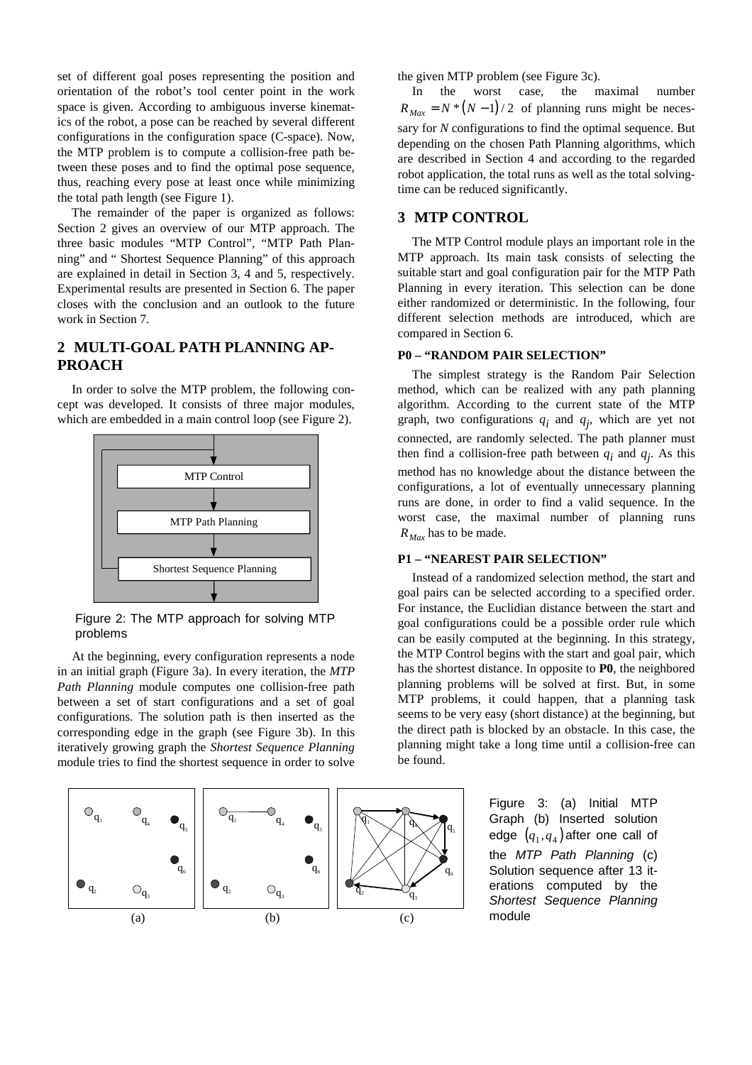set of different goal poses representing the position and orientation of the robot's tool center point in the work space is given. According to ambiguous inverse kinematics of the robot, a pose can be reached by several different configurations in the configuration space (C-space). Now, the MTP problem is to compute a collision-free path between these poses and to find the optimal pose sequence, thus, reaching every pose at least once while minimizing the total path length (see Figure 1).

The remainder of the paper is organized as follows: Section 2 gives an overview of our MTP approach. The three basic modules "MTP Control", "MTP Path Planning" and " Shortest Sequence Planning" of this approach are explained in detail in Section 3, 4 and 5, respectively. Experimental results are presented in Section 6. The paper closes with the conclusion and an outlook to the future work in Section 7.

## 2 MULTI-GOAL PATH PLANNING APPROACH

In order to solve the MTP problem, the following concept was developed. It consists of three major modules, which are embedded in a main control loop (see Figure 2).

MTP Control

MTP Path Planning

Shortest Sequence Planning

Figure 2: The MTP approach for solving MTP problems

At the beginning, every configuration represents a node in an initial graph (Figure 3a). In every iteration, the *MTP Path Planning* module computes one collision-free path between a set of start configurations and a set of goal configurations. The solution path is then inserted as the corresponding edge in the graph (see Figure 3b). In this iteratively growing graph the *Shortest Sequence Planning* module tries to find the shortest sequence in order to solve the given MTP problem (see Figure 3c).

In the worst case, the maximal number $R_{Max} = N*(N-1)/2$ of planning runs might be necessary for *N* configurations to find the optimal sequence. But depending on the chosen Path Planning algorithms, which are described in Section 4 and according to the regarded robot application, the total runs as well as the total solving-time can be reduced significantly.

## 3 MTP CONTROL

The MTP Control module plays an important role in the MTP approach. Its main task consists of selecting the suitable start and goal configuration pair for the MTP Path Planning in every iteration. This selection can be done either randomized or deterministic. In the following, four different selection methods are introduced, which are compared in Section 6.

### P0 – "RANDOM PAIR SELECTION"

The simplest strategy is the Random Pair Selection method, which can be realized with any path planning algorithm. According to the current state of the MTP graph, two configurations $q_i$ and $q_j$, which are yet not connected, are randomly selected. The path planner must then find a collision-free path between $q_i$ and $q_j$. As this method has no knowledge about the distance between the configurations, a lot of eventually unnecessary planning runs are done, in order to find a valid sequence. In the worst case, the maximal number of planning runs $R_{Max}$ has to be made.

### P1 – "NEAREST PAIR SELECTION"

Instead of a randomized selection method, the start and goal pairs can be selected according to a specified order. For instance, the Euclidian distance between the start and goal configurations could be a possible order rule which can be easily computed at the beginning. In this strategy, the MTP Control begins with the start and goal pair, which has the shortest distance. In opposite to **P0**, the neighbored planning problems will be solved at first. But, in some MTP problems, it could happen, that a planning task seems to be very easy (short distance) at the beginning, but the direct path is blocked by an obstacle. In this case, the planning might take a long time until a collision-free can be found.

Figure 3: (a) Initial MTP Graph (b) Inserted solution edge $(q_1, q_4)$ after one call of the *MTP Path Planning* (c) Solution sequence after 13 iterations computed by the *Shortest Sequence Planning* module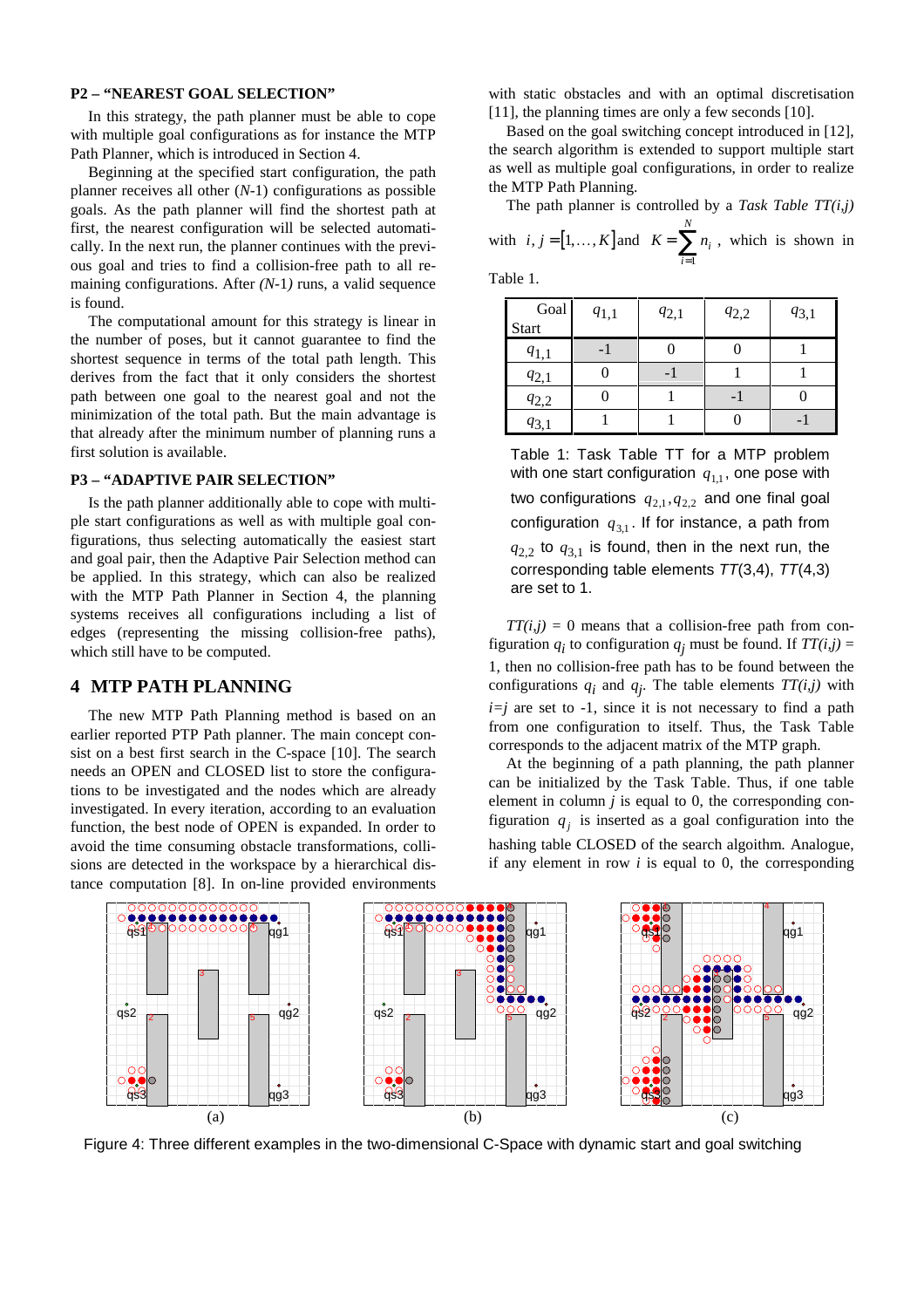**P2 – "NEAREST GOAL SELECTION"**

In this strategy, the path planner must be able to cope with multiple goal configurations as for instance the MTP Path Planner, which is introduced in Section 4.

Beginning at the specified start configuration, the path planner receives all other ($N$-1) configurations as possible goals. As the path planner will find the shortest path at first, the nearest configuration will be selected automatically. In the next run, the planner continues with the previous goal and tries to find a collision-free path to all remaining configurations. After ($N$-1) runs, a valid sequence is found.

The computational amount for this strategy is linear in the number of poses, but it cannot guarantee to find the shortest sequence in terms of the total path length. This derives from the fact that it only considers the shortest path between one goal to the nearest goal and not the minimization of the total path. But the main advantage is that already after the minimum number of planning runs a first solution is available.

**P3 – "ADAPTIVE PAIR SELECTION"**

Is the path planner additionally able to cope with multiple start configurations as well as with multiple goal configurations, thus selecting automatically the easiest start and goal pair, then the Adaptive Pair Selection method can be applied. In this strategy, which can also be realized with the MTP Path Planner in Section 4, the planning systems receives all configurations including a list of edges (representing the missing collision-free paths), which still have to be computed.

## 4 MTP PATH PLANNING

The new MTP Path Planning method is based on an earlier reported PTP Path planner. The main concept consist on a best first search in the C-space [10]. The search needs an OPEN and CLOSED list to store the configurations to be investigated and the nodes which are already investigated. In every iteration, according to an evaluation function, the best node of OPEN is expanded. In order to avoid the time consuming obstacle transformations, collisions are detected in the workspace by a hierarchical distance computation [8]. In on-line provided environments with static obstacles and with an optimal discretisation [11], the planning times are only a few seconds [10].

Based on the goal switching concept introduced in [12], the search algorithm is extended to support multiple start as well as multiple goal configurations, in order to realize the MTP Path Planning.

The path planner is controlled by a *Task Table TT(i,j)* with $i, j = [1, \ldots, K]$ and $K = \sum_{i=1}^{N} n_i$, which is shown in Table 1.

| Goal / Start | $q_{1,1}$ | $q_{2,1}$ | $q_{2,2}$ | $q_{3,1}$ |
|---|---|---|---|---|
| $q_{1,1}$ | -1 | 0 | 0 | 1 |
| $q_{2,1}$ | 0 | -1 | 1 | 1 |
| $q_{2,2}$ | 0 | 1 | -1 | 0 |
| $q_{3,1}$ | 1 | 1 | 0 | -1 |

Table 1: Task Table TT for a MTP problem with one start configuration $q_{1,1}$, one pose with two configurations $q_{2,1}, q_{2,2}$ and one final goal configuration $q_{3,1}$. If for instance, a path from $q_{2,2}$ to $q_{3,1}$ is found, then in the next run, the corresponding table elements $TT(3,4)$, $TT(4,3)$ are set to 1.

$TT(i,j)$ = 0 means that a collision-free path from configuration $q_i$ to configuration $q_j$ must be found. If $TT(i,j)$ = 1, then no collision-free path has to be found between the configurations $q_i$ and $q_j$. The table elements $TT(i,j)$ with $i=j$ are set to -1, since it is not necessary to find a path from one configuration to itself. Thus, the Task Table corresponds to the adjacent matrix of the MTP graph.

At the beginning of a path planning, the path planner can be initialized by the Task Table. Thus, if one table element in column $j$ is equal to 0, the corresponding configuration $q_j$ is inserted as a goal configuration into the hashing table CLOSED of the search algorithm. Analogue, if any element in row $i$ is equal to 0, the corresponding

Figure 4: Three different examples in the two-dimensional C-Space with dynamic start and goal switching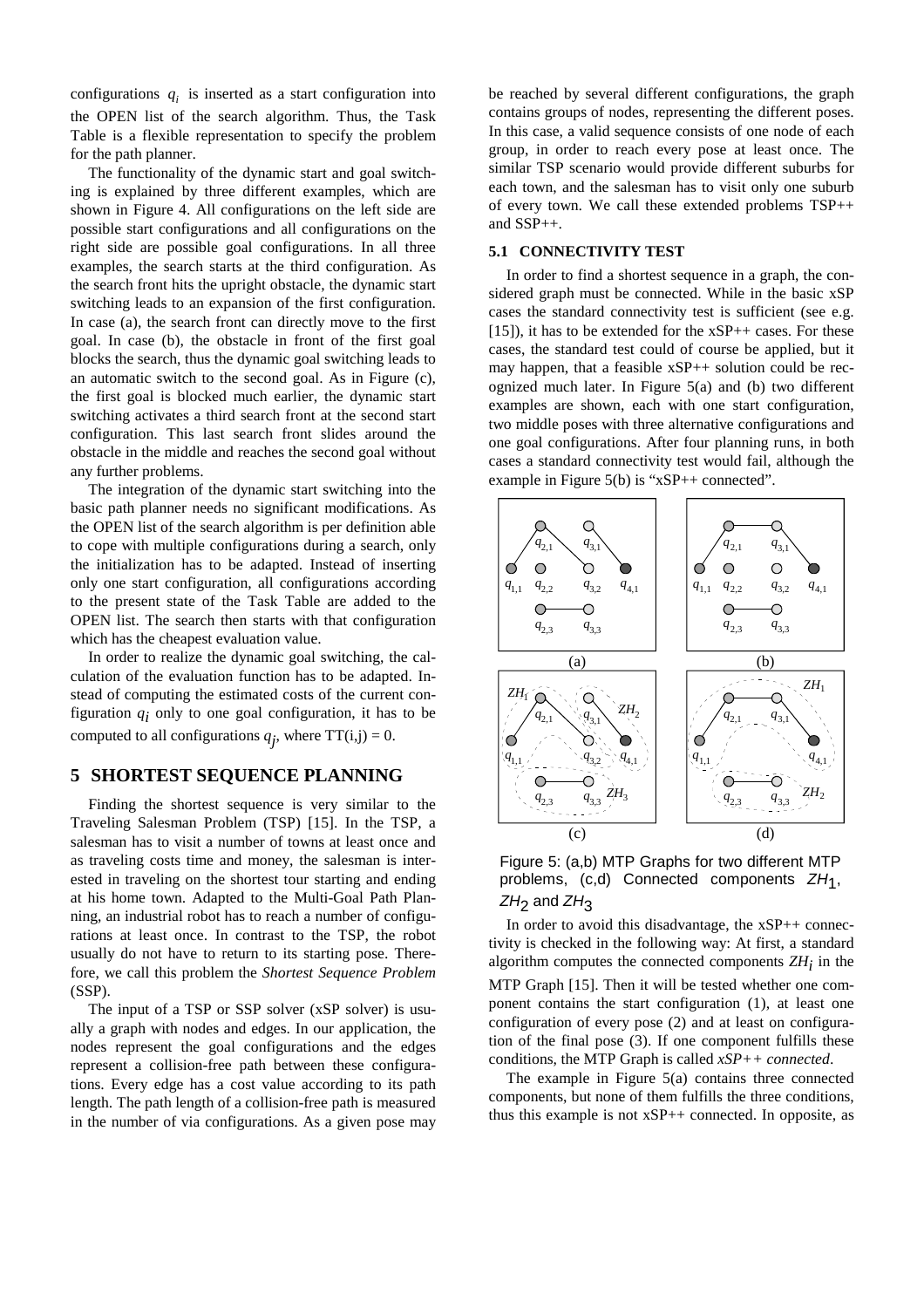configurations $q_i$ is inserted as a start configuration into the OPEN list of the search algorithm. Thus, the Task Table is a flexible representation to specify the problem for the path planner.

The functionality of the dynamic start and goal switching is explained by three different examples, which are shown in Figure 4. All configurations on the left side are possible start configurations and all configurations on the right side are possible goal configurations. In all three examples, the search starts at the third configuration. As the search front hits the upright obstacle, the dynamic start switching leads to an expansion of the first configuration. In case (a), the search front can directly move to the first goal. In case (b), the obstacle in front of the first goal blocks the search, thus the dynamic goal switching leads to an automatic switch to the second goal. As in Figure (c), the first goal is blocked much earlier, the dynamic start switching activates a third search front at the second start configuration. This last search front slides around the obstacle in the middle and reaches the second goal without any further problems.

The integration of the dynamic start switching into the basic path planner needs no significant modifications. As the OPEN list of the search algorithm is per definition able to cope with multiple configurations during a search, only the initialization has to be adapted. Instead of inserting only one start configuration, all configurations according to the present state of the Task Table are added to the OPEN list. The search then starts with that configuration which has the cheapest evaluation value.

In order to realize the dynamic goal switching, the calculation of the evaluation function has to be adapted. Instead of computing the estimated costs of the current configuration $q_i$ only to one goal configuration, it has to be computed to all configurations $q_j$, where $TT(i,j) = 0$.

## 5 SHORTEST SEQUENCE PLANNING

Finding the shortest sequence is very similar to the Traveling Salesman Problem (TSP) [15]. In the TSP, a salesman has to visit a number of towns at least once and as traveling costs time and money, the salesman is interested in traveling on the shortest tour starting and ending at his home town. Adapted to the Multi-Goal Path Planning, an industrial robot has to reach a number of configurations at least once. In contrast to the TSP, the robot usually do not have to return to its starting pose. Therefore, we call this problem the *Shortest Sequence Problem* (SSP).

The input of a TSP or SSP solver (xSP solver) is usually a graph with nodes and edges. In our application, the nodes represent the goal configurations and the edges represent a collision-free path between these configurations. Every edge has a cost value according to its path length. The path length of a collision-free path is measured in the number of via configurations. As a given pose may be reached by several different configurations, the graph contains groups of nodes, representing the different poses. In this case, a valid sequence consists of one node of each group, in order to reach every pose at least once. The similar TSP scenario would provide different suburbs for each town, and the salesman has to visit only one suburb of every town. We call these extended problems TSP++ and SSP++.

### 5.1 CONNECTIVITY TEST

In order to find a shortest sequence in a graph, the considered graph must be connected. While in the basic xSP cases the standard connectivity test is sufficient (see e.g. [15]), it has to be extended for the xSP++ cases. For these cases, the standard test could of course be applied, but it may happen, that a feasible xSP++ solution could be recognized much later. In Figure 5(a) and (b) two different examples are shown, each with one start configuration, two middle poses with three alternative configurations and one goal configurations. After four planning runs, in both cases a standard connectivity test would fail, although the example in Figure 5(b) is "xSP++ connected".

Figure 5: (a,b) MTP Graphs for two different MTP problems, (c,d) Connected components $ZH_1$, $ZH_2$ and $ZH_3$

In order to avoid this disadvantage, the xSP++ connectivity is checked in the following way: At first, a standard algorithm computes the connected components $ZH_i$ in the MTP Graph [15]. Then it will be tested whether one component contains the start configuration (1), at least one configuration of every pose (2) and at least on configuration of the final pose (3). If one component fulfills these conditions, the MTP Graph is called *xSP++ connected*.

The example in Figure 5(a) contains three connected components, but none of them fulfills the three conditions, thus this example is not xSP++ connected. In opposite, as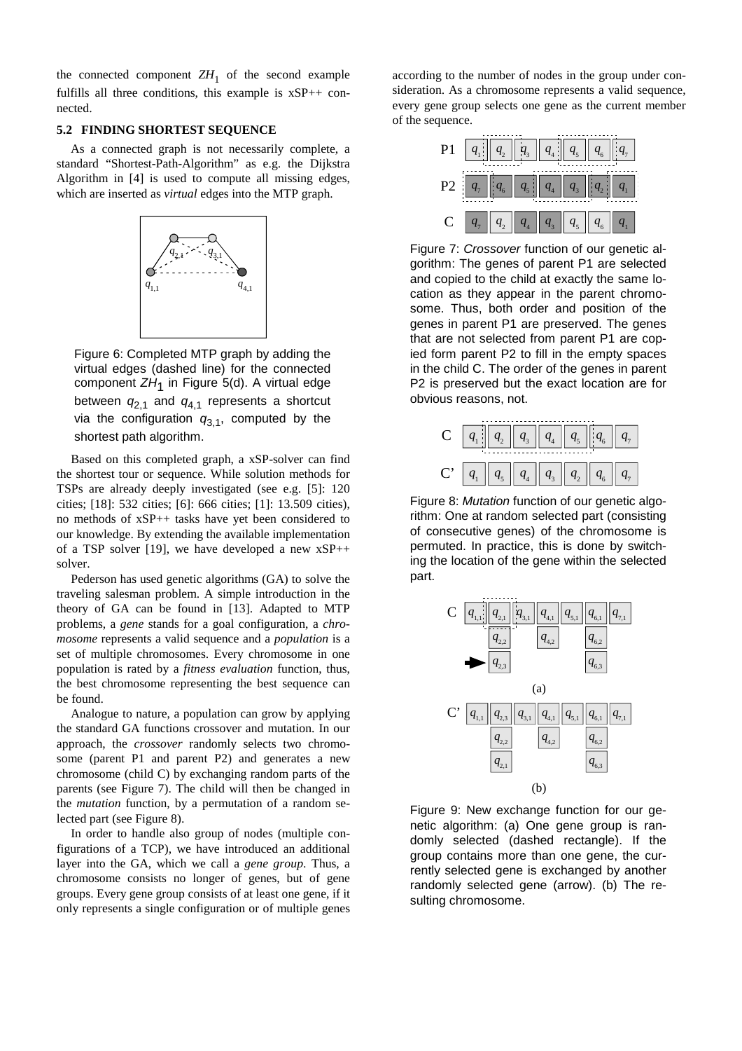the connected component $ZH_1$ of the second example fulfills all three conditions, this example is xSP++ connected.

### 5.2 FINDING SHORTEST SEQUENCE

As a connected graph is not necessarily complete, a standard "Shortest-Path-Algorithm" as e.g. the Dijkstra Algorithm in [4] is used to compute all missing edges, which are inserted as *virtual* edges into the MTP graph.

Figure 6: Completed MTP graph by adding the virtual edges (dashed line) for the connected component $ZH_1$ in Figure 5(d). A virtual edge between $q_{2,1}$ and $q_{4,1}$ represents a shortcut via the configuration $q_{3,1}$, computed by the shortest path algorithm.

Based on this completed graph, a xSP-solver can find the shortest tour or sequence. While solution methods for TSPs are already deeply investigated (see e.g. [5]: 120 cities; [18]: 532 cities; [6]: 666 cities; [1]: 13.509 cities), no methods of xSP++ tasks have yet been considered to our knowledge. By extending the available implementation of a TSP solver [19], we have developed a new xSP++ solver.

Pederson has used genetic algorithms (GA) to solve the traveling salesman problem. A simple introduction in the theory of GA can be found in [13]. Adapted to MTP problems, a *gene* stands for a goal configuration, a *chromosome* represents a valid sequence and a *population* is a set of multiple chromosomes. Every chromosome in one population is rated by a *fitness evaluation* function, thus, the best chromosome representing the best sequence can be found.

Analogue to nature, a population can grow by applying the standard GA functions crossover and mutation. In our approach, the *crossover* randomly selects two chromosome (parent P1 and parent P2) and generates a new chromosome (child C) by exchanging random parts of the parents (see Figure 7). The child will then be changed in the *mutation* function, by a permutation of a random selected part (see Figure 8).

In order to handle also group of nodes (multiple configurations of a TCP), we have introduced an additional layer into the GA, which we call a *gene group*. Thus, a chromosome consists no longer of genes, but of gene groups. Every gene group consists of at least one gene, if it only represents a single configuration or of multiple genes according to the number of nodes in the group under consideration. As a chromosome represents a valid sequence, every gene group selects one gene as the current member of the sequence.

Figure 7: *Crossover* function of our genetic algorithm: The genes of parent P1 are selected and copied to the child at exactly the same location as they appear in the parent chromosome. Thus, both order and position of the genes in parent P1 are preserved. The genes that are not selected from parent P1 are copied form parent P2 to fill in the empty spaces in the child C. The order of the genes in parent P2 is preserved but the exact location are for obvious reasons, not.

Figure 8: *Mutation* function of our genetic algorithm: One at random selected part (consisting of consecutive genes) of the chromosome is permuted. In practice, this is done by switching the location of the gene within the selected part.

Figure 9: New exchange function for our genetic algorithm: (a) One gene group is randomly selected (dashed rectangle). If the group contains more than one gene, the currently selected gene is exchanged by another randomly selected gene (arrow). (b) The resulting chromosome.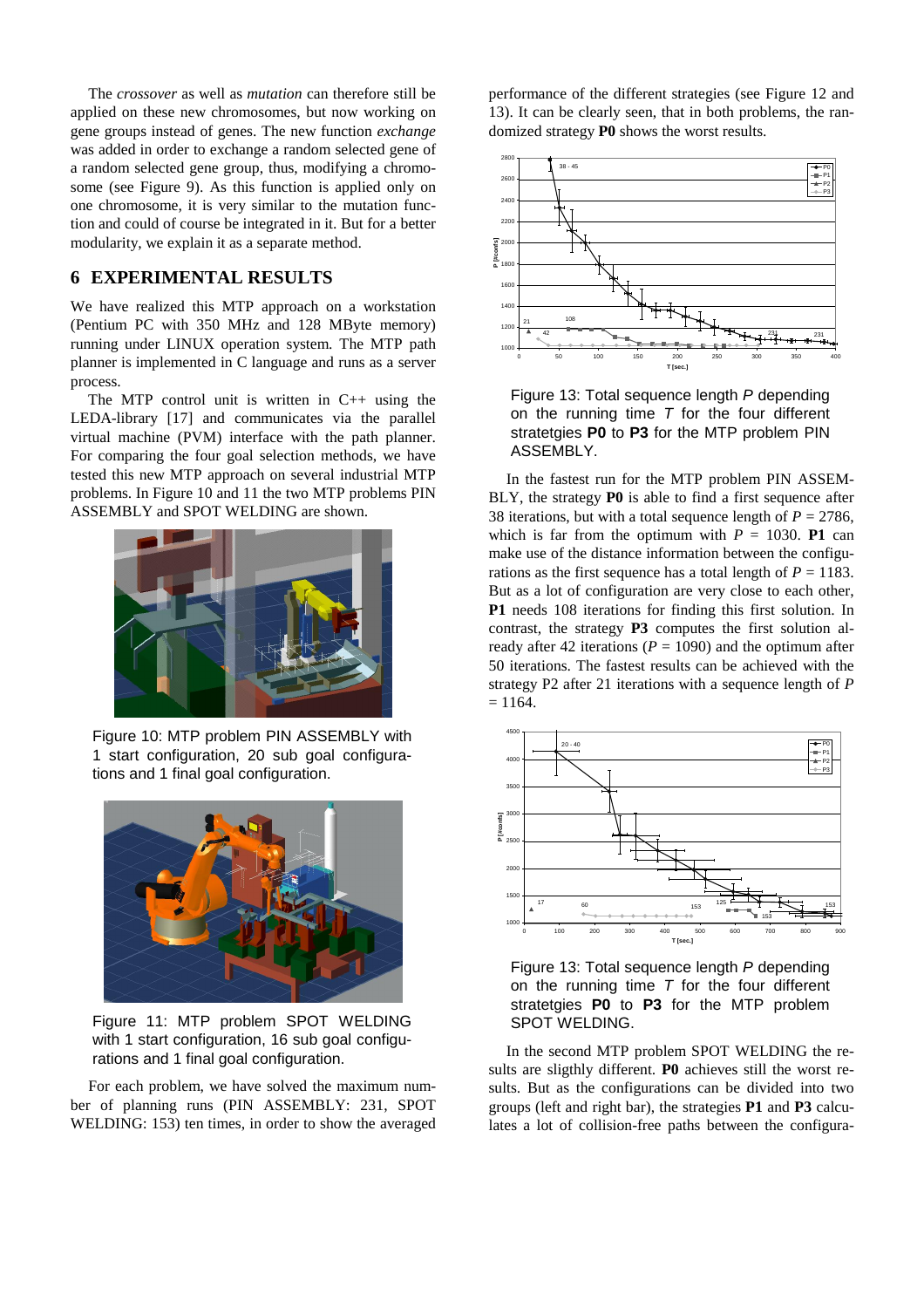The *crossover* as well as *mutation* can therefore still be applied on these new chromosomes, but now working on gene groups instead of genes. The new function *exchange* was added in order to exchange a random selected gene of a random selected gene group, thus, modifying a chromosome (see Figure 9). As this function is applied only on one chromosome, it is very similar to the mutation function and could of course be integrated in it. But for a better modularity, we explain it as a separate method.

## 6 EXPERIMENTAL RESULTS

We have realized this MTP approach on a workstation (Pentium PC with 350 MHz and 128 MByte memory) running under LINUX operation system. The MTP path planner is implemented in C language and runs as a server process.

The MTP control unit is written in C++ using the LEDA-library [17] and communicates via the parallel virtual machine (PVM) interface with the path planner. For comparing the four goal selection methods, we have tested this new MTP approach on several industrial MTP problems. In Figure 10 and 11 the two MTP problems PIN ASSEMBLY and SPOT WELDING are shown.

Figure 10: MTP problem PIN ASSEMBLY with 1 start configuration, 20 sub goal configurations and 1 final goal configuration.

Figure 11: MTP problem SPOT WELDING with 1 start configuration, 16 sub goal configurations and 1 final goal configuration.

For each problem, we have solved the maximum number of planning runs (PIN ASSEMBLY: 231, SPOT WELDING: 153) ten times, in order to show the averaged performance of the different strategies (see Figure 12 and 13). It can be clearly seen, that in both problems, the randomized strategy **P0** shows the worst results.

Figure 13: Total sequence length $P$ depending on the running time $T$ for the four different stratetgies **P0** to **P3** for the MTP problem PIN ASSEMBLY.

In the fastest run for the MTP problem PIN ASSEMBLY, the strategy **P0** is able to find a first sequence after 38 iterations, but with a total sequence length of $P = 2786$, which is far from the optimum with $P = 1030$. **P1** can make use of the distance information between the configurations as the first sequence has a total length of $P = 1183$. But as a lot of configuration are very close to each other, **P1** needs 108 iterations for finding this first solution. In contrast, the strategy **P3** computes the first solution already after 42 iterations ($P = 1090$) and the optimum after 50 iterations. The fastest results can be achieved with the strategy P2 after 21 iterations with a sequence length of $P = 1164$.

Figure 13: Total sequence length $P$ depending on the running time $T$ for the four different stratetgies **P0** to **P3** for the MTP problem SPOT WELDING.

In the second MTP problem SPOT WELDING the results are sligthly different. **P0** achieves still the worst results. But as the configurations can be divided into two groups (left and right bar), the strategies **P1** and **P3** calculates a lot of collision-free paths between the configura-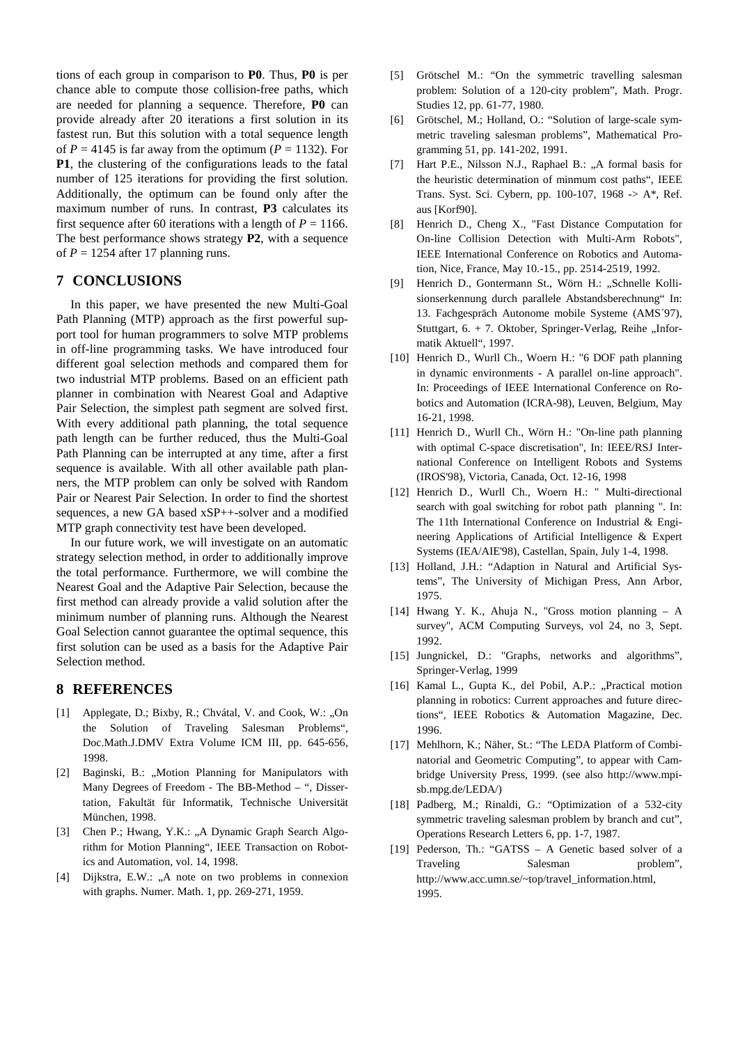tions of each group in comparison to **P0**. Thus, **P0** is per chance able to compute those collision-free paths, which are needed for planning a sequence. Therefore, **P0** can provide already after 20 iterations a first solution in its fastest run. But this solution with a total sequence length of $P = 4145$ is far away from the optimum ($P = 1132$). For **P1**, the clustering of the configurations leads to the fatal number of 125 iterations for providing the first solution. Additionally, the optimum can be found only after the maximum number of runs. In contrast, **P3** calculates its first sequence after 60 iterations with a length of $P = 1166$. The best performance shows strategy **P2**, with a sequence of $P = 1254$ after 17 planning runs.

## 7 CONCLUSIONS

In this paper, we have presented the new Multi-Goal Path Planning (MTP) approach as the first powerful support tool for human programmers to solve MTP problems in off-line programming tasks. We have introduced four different goal selection methods and compared them for two industrial MTP problems. Based on an efficient path planner in combination with Nearest Goal and Adaptive Pair Selection, the simplest path segment are solved first. With every additional path planning, the total sequence path length can be further reduced, thus the Multi-Goal Path Planning can be interrupted at any time, after a first sequence is available. With all other available path planners, the MTP problem can only be solved with Random Pair or Nearest Pair Selection. In order to find the shortest sequences, a new GA based xSP++-solver and a modified MTP graph connectivity test have been developed.

In our future work, we will investigate on an automatic strategy selection method, in order to additionally improve the total performance. Furthermore, we will combine the Nearest Goal and the Adaptive Pair Selection, because the first method can already provide a valid solution after the minimum number of planning runs. Although the Nearest Goal Selection cannot guarantee the optimal sequence, this first solution can be used as a basis for the Adaptive Pair Selection method.

## 8 REFERENCES

[1] Applegate, D.; Bixby, R.; Chvátal, V. and Cook, W.: „On the Solution of Traveling Salesman Problems“, Doc.Math.J.DMV Extra Volume ICM III, pp. 645-656, 1998.

[2] Baginski, B.: „Motion Planning for Manipulators with Many Degrees of Freedom - The BB-Method – “, Dissertation, Fakultät für Informatik, Technische Universität München, 1998.

[3] Chen P.; Hwang, Y.K.: „A Dynamic Graph Search Algorithm for Motion Planning“, IEEE Transaction on Robotics and Automation, vol. 14, 1998.

[4] Dijkstra, E.W.: „A note on two problems in connexion with graphs. Numer. Math. 1, pp. 269-271, 1959.

[5] Grötschel M.: “On the symmetric travelling salesman problem: Solution of a 120-city problem”, Math. Progr. Studies 12, pp. 61-77, 1980.

[6] Grötschel, M.; Holland, O.: “Solution of large-scale symmetric traveling salesman problems”, Mathematical Programming 51, pp. 141-202, 1991.

[7] Hart P.E., Nilsson N.J., Raphael B.: „A formal basis for the heuristic determination of minmum cost paths“, IEEE Trans. Syst. Sci. Cybern, pp. 100-107, 1968 -> A*, Ref. aus [Korf90].

[8] Henrich D., Cheng X., "Fast Distance Computation for On-line Collision Detection with Multi-Arm Robots", IEEE International Conference on Robotics and Automation, Nice, France, May 10.-15., pp. 2514-2519, 1992.

[9] Henrich D., Gontermann St., Wörn H.: „Schnelle Kollisionserkennung durch parallele Abstandsberechnung“ In: 13. Fachgespräch Autonome mobile Systeme (AMS´97), Stuttgart, 6. + 7. Oktober, Springer-Verlag, Reihe „Informatik Aktuell“, 1997.

[10] Henrich D., Wurll Ch., Woern H.: "6 DOF path planning in dynamic environments - A parallel on-line approach". In: Proceedings of IEEE International Conference on Robotics and Automation (ICRA-98), Leuven, Belgium, May 16-21, 1998.

[11] Henrich D., Wurll Ch., Wörn H.: "On-line path planning with optimal C-space discretisation", In: IEEE/RSJ International Conference on Intelligent Robots and Systems (IROS'98), Victoria, Canada, Oct. 12-16, 1998

[12] Henrich D., Wurll Ch., Woern H.: " Multi-directional search with goal switching for robot path planning ". In: The 11th International Conference on Industrial & Engineering Applications of Artificial Intelligence & Expert Systems (IEA/AIE'98), Castellan, Spain, July 1-4, 1998.

[13] Holland, J.H.: “Adaption in Natural and Artificial Systems”, The University of Michigan Press, Ann Arbor, 1975.

[14] Hwang Y. K., Ahuja N., "Gross motion planning – A survey", ACM Computing Surveys, vol 24, no 3, Sept. 1992.

[15] Jungnickel, D.: "Graphs, networks and algorithms", Springer-Verlag, 1999

[16] Kamal L., Gupta K., del Pobil, A.P.: „Practical motion planning in robotics: Current approaches and future directions“, IEEE Robotics & Automation Magazine, Dec. 1996.

[17] Mehlhorn, K.; Näher, St.: “The LEDA Platform of Combinatorial and Geometric Computing”, to appear with Cambridge University Press, 1999. (see also http://www.mpi-sb.mpg.de/LEDA/)

[18] Padberg, M.; Rinaldi, G.: “Optimization of a 532-city symmetric traveling salesman problem by branch and cut”, Operations Research Letters 6, pp. 1-7, 1987.

[19] Pederson, Th.: “GATSS – A Genetic based solver of a Traveling Salesman problem”, http://www.acc.umn.se/~top/travel_information.html, 1995.